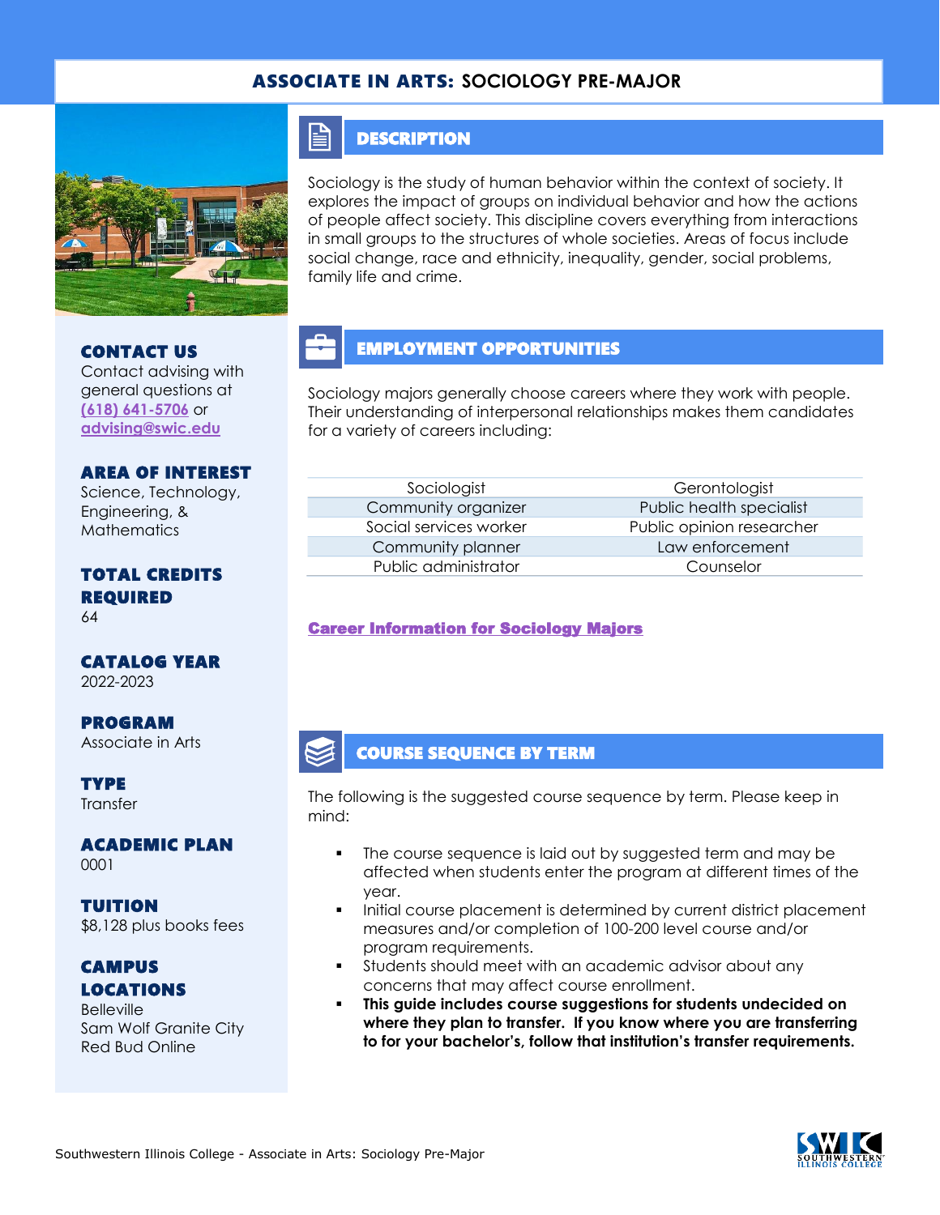# ASSOCIATE IN ARTS: SOCIOLOGY PRE-MAJOR

### CONTACT US
Contact advising with general questions at (618) 641-5706 or advising@swic.edu

### AREA OF INTEREST
Science, Technology, Engineering, & Mathematics

### TOTAL CREDITS REQUIRED
64

### CATALOG YEAR
2022-2023

### PROGRAM
Associate in Arts

### TYPE
Transfer

### ACADEMIC PLAN
0001

### TUITION
$8,128 plus books fees

### CAMPUS LOCATIONS
Belleville
Sam Wolf Granite City
Red Bud Online

## DESCRIPTION

Sociology is the study of human behavior within the context of society. It explores the impact of groups on individual behavior and how the actions of people affect society. This discipline covers everything from interactions in small groups to the structures of whole societies. Areas of focus include social change, race and ethnicity, inequality, gender, social problems, family life and crime.

## EMPLOYMENT OPPORTUNITIES

Sociology majors generally choose careers where they work with people. Their understanding of interpersonal relationships makes them candidates for a variety of careers including:

| | |
|---|---|
| Sociologist | Gerontologist |
| Community organizer | Public health specialist |
| Social services worker | Public opinion researcher |
| Community planner | Law enforcement |
| Public administrator | Counselor |

**Career Information for Sociology Majors**

## COURSE SEQUENCE BY TERM

The following is the suggested course sequence by term. Please keep in mind:

- The course sequence is laid out by suggested term and may be affected when students enter the program at different times of the year.
- Initial course placement is determined by current district placement measures and/or completion of 100-200 level course and/or program requirements.
- Students should meet with an academic advisor about any concerns that may affect course enrollment.
- **This guide includes course suggestions for students undecided on where they plan to transfer. If you know where you are transferring to for your bachelor's, follow that institution's transfer requirements.**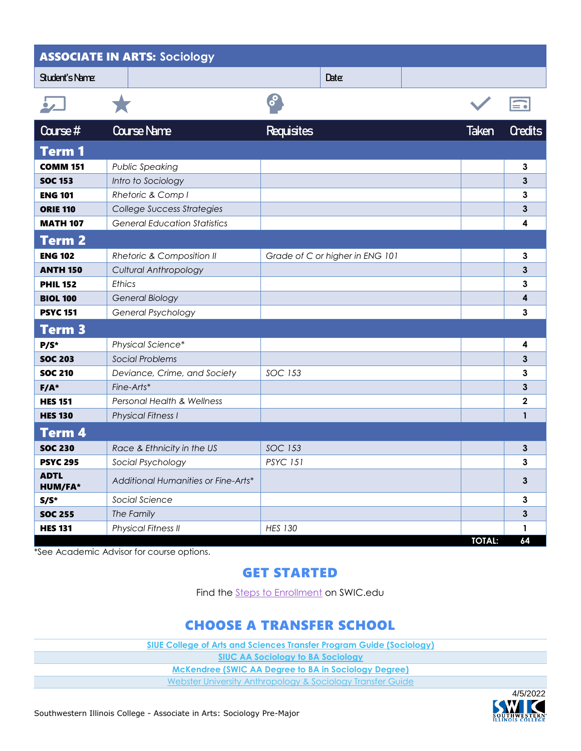# ASSOCIATE IN ARTS: Sociology

| Student's Name: | | Date: | |
|---|---|---|---|

| Course # | Course Name | Requisites | Taken | Credits |
|---|---|---|---|---|
| **Term 1** | | | | |
| **COMM 151** | *Public Speaking* | | | 3 |
| **SOC 153** | *Intro to Sociology* | | | 3 |
| **ENG 101** | *Rhetoric & Comp I* | | | 3 |
| **ORIE 110** | *College Success Strategies* | | | 3 |
| **MATH 107** | *General Education Statistics* | | | 4 |
| **Term 2** | | | | |
| **ENG 102** | *Rhetoric & Composition II* | *Grade of C or higher in ENG 101* | | 3 |
| **ANTH 150** | *Cultural Anthropology* | | | 3 |
| **PHIL 152** | *Ethics* | | | 3 |
| **BIOL 100** | *General Biology* | | | 4 |
| **PSYC 151** | *General Psychology* | | | 3 |
| **Term 3** | | | | |
| **P/S*** | *Physical Science** | | | 4 |
| **SOC 203** | *Social Problems* | | | 3 |
| **SOC 210** | *Deviance, Crime, and Society* | *SOC 153* | | 3 |
| **F/A*** | *Fine-Arts** | | | 3 |
| **HES 151** | *Personal Health & Wellness* | | | 2 |
| **HES 130** | *Physical Fitness I* | | | 1 |
| **Term 4** | | | | |
| **SOC 230** | *Race & Ethnicity in the US* | *SOC 153* | | 3 |
| **PSYC 295** | *Social Psychology* | *PSYC 151* | | 3 |
| **ADTL HUM/FA*** | *Additional Humanities or Fine-Arts** | | | 3 |
| **S/S*** | *Social Science* | | | 3 |
| **SOC 255** | *The Family* | | | 3 |
| **HES 131** | *Physical Fitness II* | *HES 130* | | 1 |
| | | | **TOTAL:** | **64** |

*See Academic Advisor for course options.

## GET STARTED

Find the Steps to Enrollment on SWIC.edu

## CHOOSE A TRANSFER SCHOOL

SIUE College of Arts and Sciences Transfer Program Guide (Sociology)

SIUC AA Sociology to BA Sociology

McKendree (SWIC AA Degree to BA in Sociology Degree)

Webster University Anthropology & Sociology Transfer Guide

4/5/2022

Southwestern Illinois College - Associate in Arts: Sociology Pre-Major